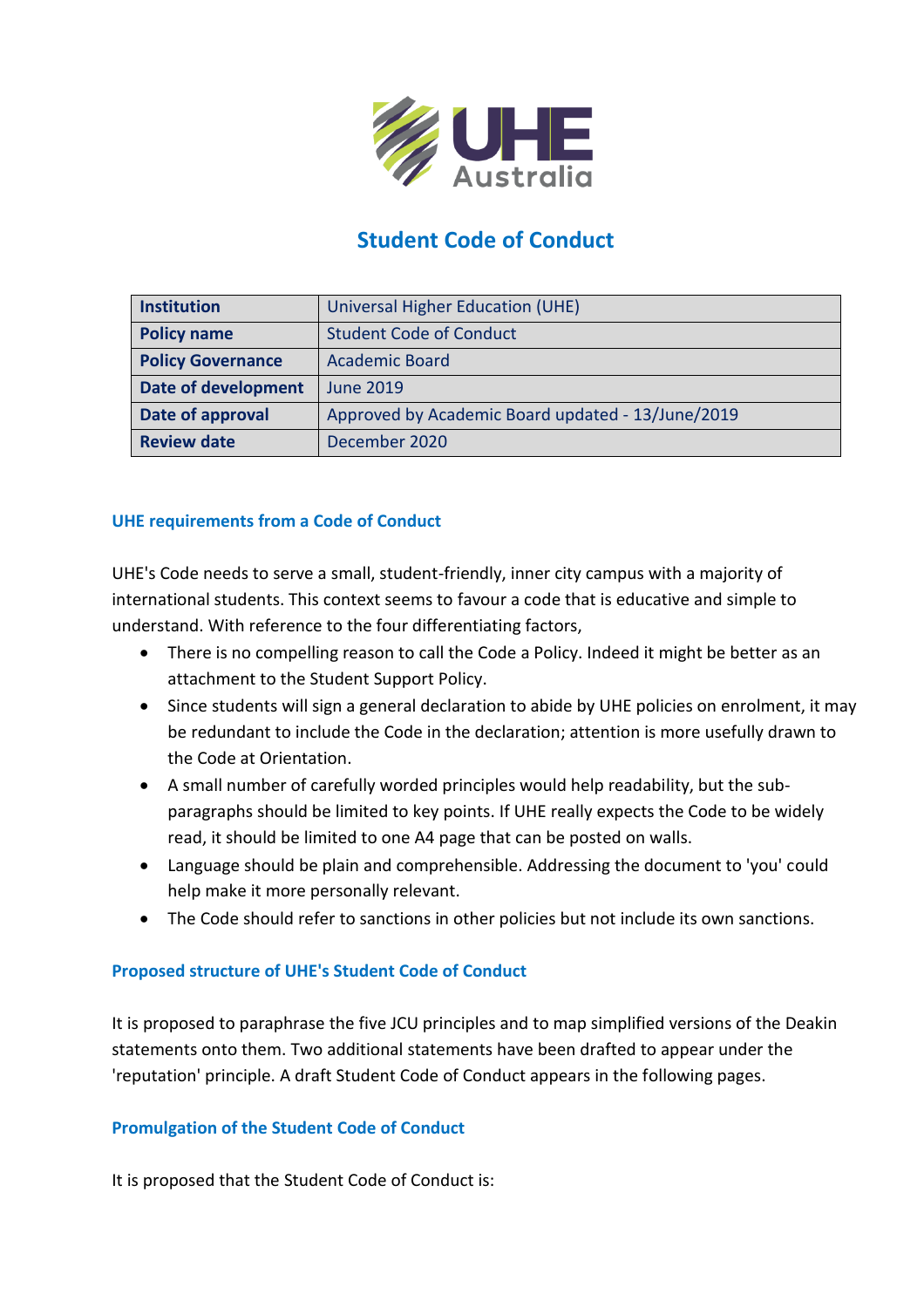# Student Code of Conduct

| Institution | Universal Higher Education (UHE) |
|---|---|
| Policy name | Student Code of Conduct |
| Policy Governance | Academic Board |
| Date of development | June 2019 |
| Date of approval | Approved by Academic Board updated - 13/June/2019 |
| Review date | December 2020 |

### UHE requirements from a Code of Conduct

UHE's Code needs to serve a small, student-friendly, inner city campus with a majority of international students. This context seems to favour a code that is educative and simple to understand. With reference to the four differentiating factors,

- There is no compelling reason to call the Code a Policy. Indeed it might be better as an attachment to the Student Support Policy.
- Since students will sign a general declaration to abide by UHE policies on enrolment, it may be redundant to include the Code in the declaration; attention is more usefully drawn to the Code at Orientation.
- A small number of carefully worded principles would help readability, but the sub-paragraphs should be limited to key points. If UHE really expects the Code to be widely read, it should be limited to one A4 page that can be posted on walls.
- Language should be plain and comprehensible. Addressing the document to 'you' could help make it more personally relevant.
- The Code should refer to sanctions in other policies but not include its own sanctions.

### Proposed structure of UHE's Student Code of Conduct

It is proposed to paraphrase the five JCU principles and to map simplified versions of the Deakin statements onto them. Two additional statements have been drafted to appear under the 'reputation' principle. A draft Student Code of Conduct appears in the following pages.

### Promulgation of the Student Code of Conduct

It is proposed that the Student Code of Conduct is: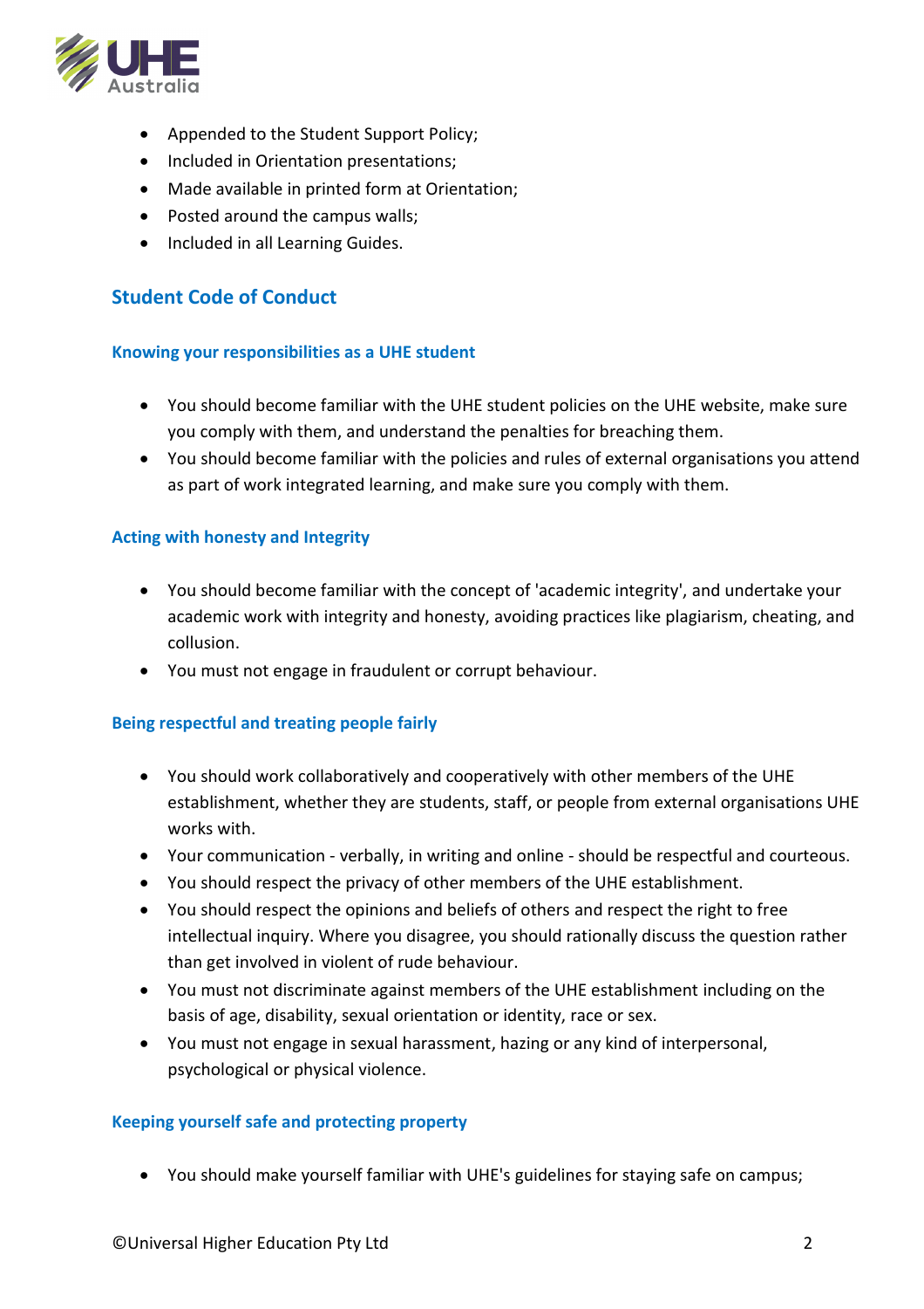- Appended to the Student Support Policy;
- Included in Orientation presentations;
- Made available in printed form at Orientation;
- Posted around the campus walls;
- Included in all Learning Guides.

## Student Code of Conduct

### Knowing your responsibilities as a UHE student

- You should become familiar with the UHE student policies on the UHE website, make sure you comply with them, and understand the penalties for breaching them.
- You should become familiar with the policies and rules of external organisations you attend as part of work integrated learning, and make sure you comply with them.

### Acting with honesty and Integrity

- You should become familiar with the concept of 'academic integrity', and undertake your academic work with integrity and honesty, avoiding practices like plagiarism, cheating, and collusion.
- You must not engage in fraudulent or corrupt behaviour.

### Being respectful and treating people fairly

- You should work collaboratively and cooperatively with other members of the UHE establishment, whether they are students, staff, or people from external organisations UHE works with.
- Your communication - verbally, in writing and online - should be respectful and courteous.
- You should respect the privacy of other members of the UHE establishment.
- You should respect the opinions and beliefs of others and respect the right to free intellectual inquiry. Where you disagree, you should rationally discuss the question rather than get involved in violent of rude behaviour.
- You must not discriminate against members of the UHE establishment including on the basis of age, disability, sexual orientation or identity, race or sex.
- You must not engage in sexual harassment, hazing or any kind of interpersonal, psychological or physical violence.

### Keeping yourself safe and protecting property

- You should make yourself familiar with UHE's guidelines for staying safe on campus;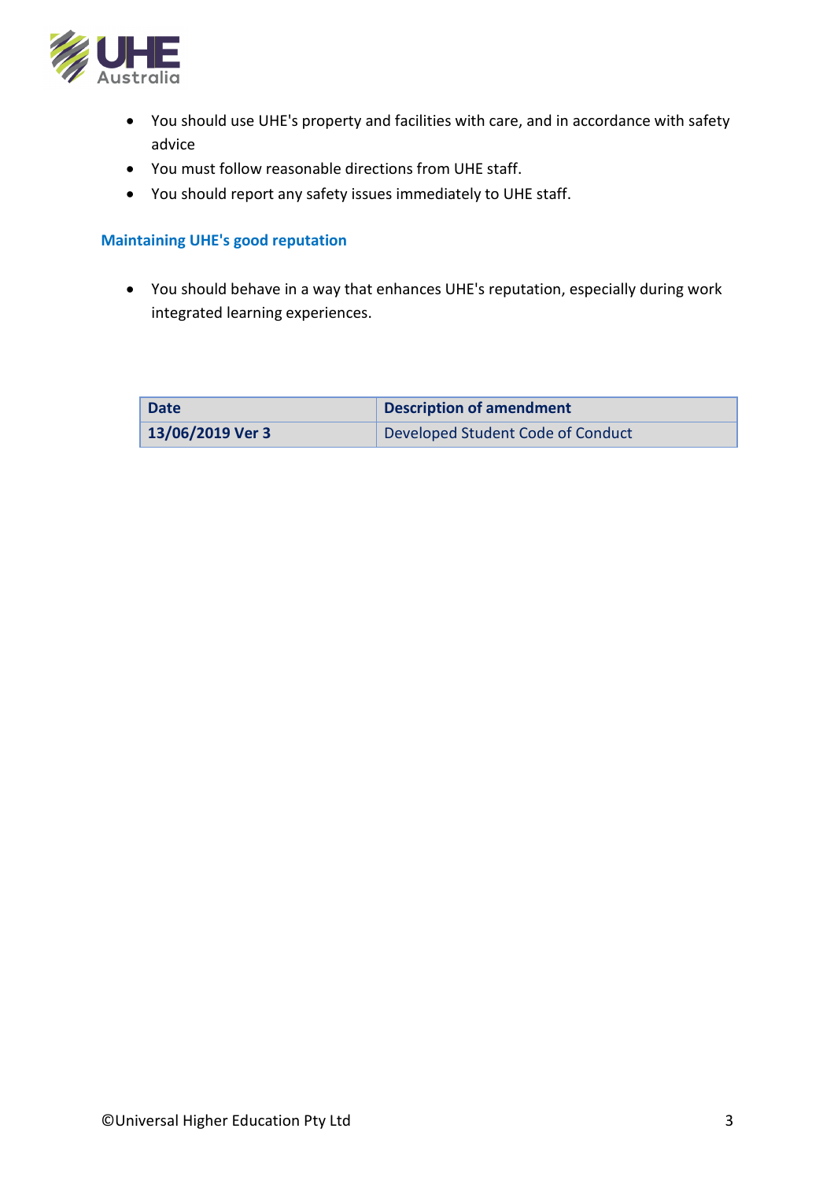- You should use UHE's property and facilities with care, and in accordance with safety advice
- You must follow reasonable directions from UHE staff.
- You should report any safety issues immediately to UHE staff.

### Maintaining UHE's good reputation

- You should behave in a way that enhances UHE's reputation, especially during work integrated learning experiences.

| Date | Description of amendment |
|---|---|
| **13/06/2019 Ver 3** | Developed Student Code of Conduct |